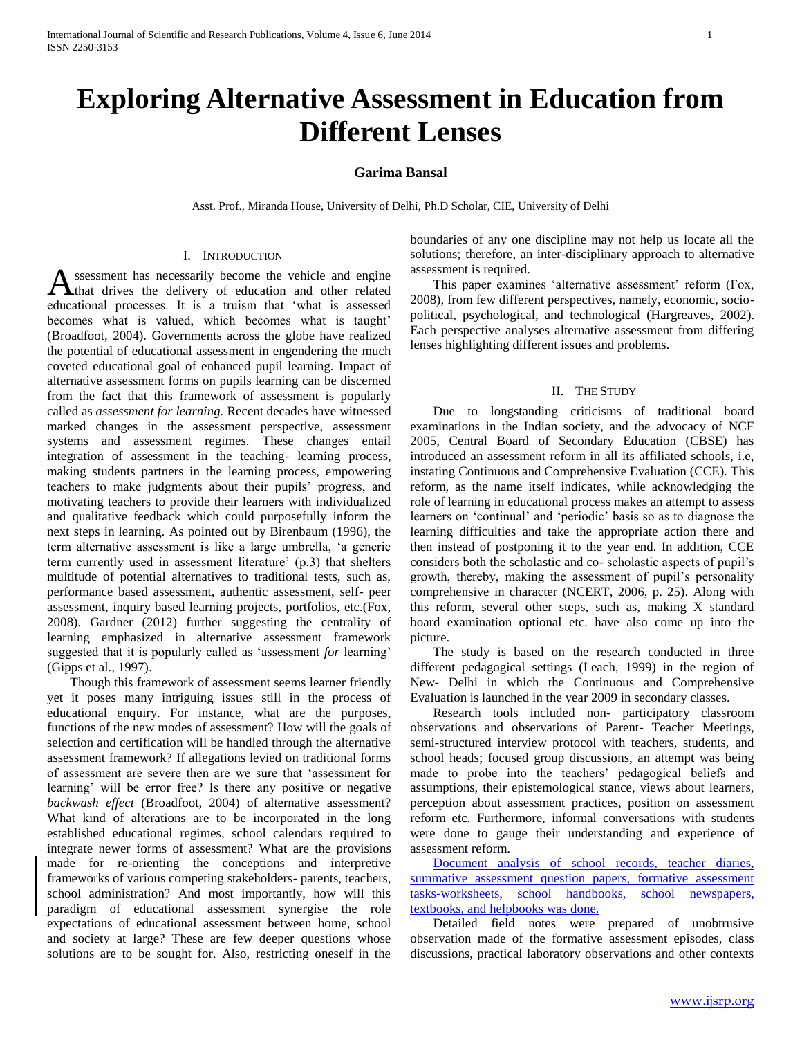# Exploring Alternative Assessment in Education from Different Lenses

**Garima Bansal**

Asst. Prof., Miranda House, University of Delhi, Ph.D Scholar, CIE, University of Delhi

## I. Introduction

Assessment has necessarily become the vehicle and engine that drives the delivery of education and other related educational processes. It is a truism that 'what is assessed becomes what is valued, which becomes what is taught' (Broadfoot, 2004). Governments across the globe have realized the potential of educational assessment in engendering the much coveted educational goal of enhanced pupil learning. Impact of alternative assessment forms on pupils learning can be discerned from the fact that this framework of assessment is popularly called as *assessment for learning.* Recent decades have witnessed marked changes in the assessment perspective, assessment systems and assessment regimes. These changes entail integration of assessment in the teaching- learning process, making students partners in the learning process, empowering teachers to make judgments about their pupils' progress, and motivating teachers to provide their learners with individualized and qualitative feedback which could purposefully inform the next steps in learning. As pointed out by Birenbaum (1996), the term alternative assessment is like a large umbrella, 'a generic term currently used in assessment literature' (p.3) that shelters multitude of potential alternatives to traditional tests, such as, performance based assessment, authentic assessment, self- peer assessment, inquiry based learning projects, portfolios, etc.(Fox, 2008). Gardner (2012) further suggesting the centrality of learning emphasized in alternative assessment framework suggested that it is popularly called as 'assessment *for* learning' (Gipps et al., 1997).

Though this framework of assessment seems learner friendly yet it poses many intriguing issues still in the process of educational enquiry. For instance, what are the purposes, functions of the new modes of assessment? How will the goals of selection and certification will be handled through the alternative assessment framework? If allegations levied on traditional forms of assessment are severe then are we sure that 'assessment for learning' will be error free? Is there any positive or negative *backwash effect* (Broadfoot, 2004) of alternative assessment? What kind of alterations are to be incorporated in the long established educational regimes, school calendars required to integrate newer forms of assessment? What are the provisions made for re-orienting the conceptions and interpretive frameworks of various competing stakeholders- parents, teachers, school administration? And most importantly, how will this paradigm of educational assessment synergise the role expectations of educational assessment between home, school and society at large? These are few deeper questions whose solutions are to be sought for. Also, restricting oneself in the boundaries of any one discipline may not help us locate all the solutions; therefore, an inter-disciplinary approach to alternative assessment is required.

This paper examines 'alternative assessment' reform (Fox, 2008), from few different perspectives, namely, economic, socio-political, psychological, and technological (Hargreaves, 2002). Each perspective analyses alternative assessment from differing lenses highlighting different issues and problems.

## II. The Study

Due to longstanding criticisms of traditional board examinations in the Indian society, and the advocacy of NCF 2005, Central Board of Secondary Education (CBSE) has introduced an assessment reform in all its affiliated schools, i.e, instating Continuous and Comprehensive Evaluation (CCE). This reform, as the name itself indicates, while acknowledging the role of learning in educational process makes an attempt to assess learners on 'continual' and 'periodic' basis so as to diagnose the learning difficulties and take the appropriate action there and then instead of postponing it to the year end. In addition, CCE considers both the scholastic and co- scholastic aspects of pupil's growth, thereby, making the assessment of pupil's personality comprehensive in character (NCERT, 2006, p. 25). Along with this reform, several other steps, such as, making X standard board examination optional etc. have also come up into the picture.

The study is based on the research conducted in three different pedagogical settings (Leach, 1999) in the region of New- Delhi in which the Continuous and Comprehensive Evaluation is launched in the year 2009 in secondary classes.

Research tools included non- participatory classroom observations and observations of Parent- Teacher Meetings, semi-structured interview protocol with teachers, students, and school heads; focused group discussions, an attempt was being made to probe into the teachers' pedagogical beliefs and assumptions, their epistemological stance, views about learners, perception about assessment practices, position on assessment reform etc. Furthermore, informal conversations with students were done to gauge their understanding and experience of assessment reform.

Document analysis of school records, teacher diaries, summative assessment question papers, formative assessment tasks-worksheets, school handbooks, school newspapers, textbooks, and helpbooks was done.

Detailed field notes were prepared of unobtrusive observation made of the formative assessment episodes, class discussions, practical laboratory observations and other contexts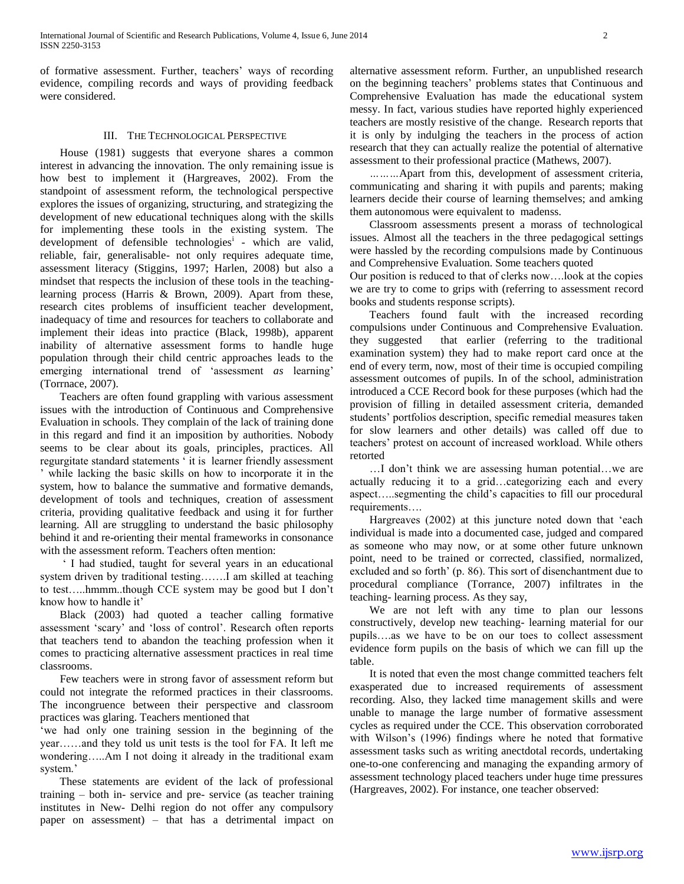of formative assessment. Further, teachers' ways of recording evidence, compiling records and ways of providing feedback were considered.

## III. The Technological Perspective

House (1981) suggests that everyone shares a common interest in advancing the innovation. The only remaining issue is how best to implement it (Hargreaves, 2002). From the standpoint of assessment reform, the technological perspective explores the issues of organizing, structuring, and strategizing the development of new educational techniques along with the skills for implementing these tools in the existing system. The development of defensible technologies[i] - which are valid, reliable, fair, generalisable- not only requires adequate time, assessment literacy (Stiggins, 1997; Harlen, 2008) but also a mindset that respects the inclusion of these tools in the teaching-learning process (Harris & Brown, 2009). Apart from these, research cites problems of insufficient teacher development, inadequacy of time and resources for teachers to collaborate and implement their ideas into practice (Black, 1998b), apparent inability of alternative assessment forms to handle huge population through their child centric approaches leads to the emerging international trend of 'assessment *as* learning' (Torrnace, 2007).

Teachers are often found grappling with various assessment issues with the introduction of Continuous and Comprehensive Evaluation in schools. They complain of the lack of training done in this regard and find it an imposition by authorities. Nobody seems to be clear about its goals, principles, practices. All regurgitate standard statements ' it is learner friendly assessment ' while lacking the basic skills on how to incorporate it in the system, how to balance the summative and formative demands, development of tools and techniques, creation of assessment criteria, providing qualitative feedback and using it for further learning. All are struggling to understand the basic philosophy behind it and re-orienting their mental frameworks in consonance with the assessment reform. Teachers often mention:

' I had studied, taught for several years in an educational system driven by traditional testing…….I am skilled at teaching to test…..hmmm..though CCE system may be good but I don't know how to handle it'

Black (2003) had quoted a teacher calling formative assessment 'scary' and 'loss of control'. Research often reports that teachers tend to abandon the teaching profession when it comes to practicing alternative assessment practices in real time classrooms.

Few teachers were in strong favor of assessment reform but could not integrate the reformed practices in their classrooms. The incongruence between their perspective and classroom practices was glaring. Teachers mentioned that

'we had only one training session in the beginning of the year……and they told us unit tests is the tool for FA. It left me wondering…..Am I not doing it already in the traditional exam system.'

These statements are evident of the lack of professional training – both in- service and pre- service (as teacher training institutes in New- Delhi region do not offer any compulsory paper on assessment) – that has a detrimental impact on alternative assessment reform. Further, an unpublished research on the beginning teachers' problems states that Continuous and Comprehensive Evaluation has made the educational system messy. In fact, various studies have reported highly experienced teachers are mostly resistive of the change. Research reports that it is only by indulging the teachers in the process of action research that they can actually realize the potential of alternative assessment to their professional practice (Mathews, 2007).

*………*Apart from this, development of assessment criteria, communicating and sharing it with pupils and parents; making learners decide their course of learning themselves; and amking them autonomous were equivalent to madenss.

Classroom assessments present a morass of technological issues. Almost all the teachers in the three pedagogical settings were hassled by the recording compulsions made by Continuous and Comprehensive Evaluation. Some teachers quoted

Our position is reduced to that of clerks now….look at the copies we are try to come to grips with (referring to assessment record books and students response scripts).

Teachers found fault with the increased recording compulsions under Continuous and Comprehensive Evaluation. they suggested that earlier (referring to the traditional examination system) they had to make report card once at the end of every term, now, most of their time is occupied compiling assessment outcomes of pupils. In of the school, administration introduced a CCE Record book for these purposes (which had the provision of filling in detailed assessment criteria, demanded students' portfolios description, specific remedial measures taken for slow learners and other details) was called off due to teachers' protest on account of increased workload. While others retorted

…I don't think we are assessing human potential…we are actually reducing it to a grid…categorizing each and every aspect…..segmenting the child's capacities to fill our procedural requirements….

Hargreaves (2002) at this juncture noted down that 'each individual is made into a documented case, judged and compared as someone who may now, or at some other future unknown point, need to be trained or corrected, classified, normalized, excluded and so forth' (p. 86). This sort of disenchantment due to procedural compliance (Torrance, 2007) infiltrates in the teaching- learning process. As they say,

We are not left with any time to plan our lessons constructively, develop new teaching- learning material for our pupils….as we have to be on our toes to collect assessment evidence form pupils on the basis of which we can fill up the table.

It is noted that even the most change committed teachers felt exasperated due to increased requirements of assessment recording. Also, they lacked time management skills and were unable to manage the large number of formative assessment cycles as required under the CCE. This observation corroborated with Wilson's (1996) findings where he noted that formative assessment tasks such as writing anectdotal records, undertaking one-to-one conferencing and managing the expanding armory of assessment technology placed teachers under huge time pressures (Hargreaves, 2002). For instance, one teacher observed: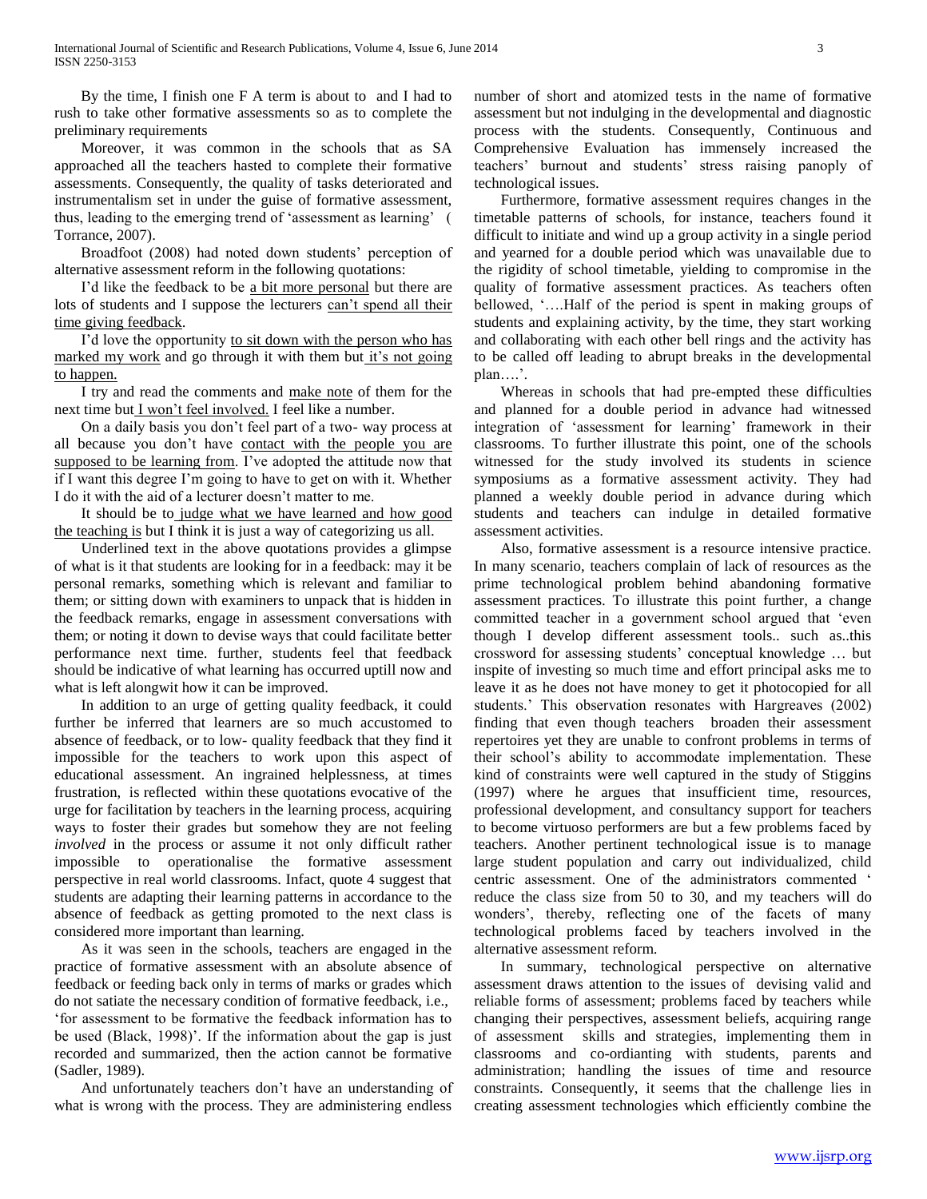By the time, I finish one F A term is about to and I had to rush to take other formative assessments so as to complete the preliminary requirements

Moreover, it was common in the schools that as SA approached all the teachers hasted to complete their formative assessments. Consequently, the quality of tasks deteriorated and instrumentalism set in under the guise of formative assessment, thus, leading to the emerging trend of 'assessment as learning' ( Torrance, 2007).

Broadfoot (2008) had noted down students' perception of alternative assessment reform in the following quotations:

I'd like the feedback to be a bit more personal but there are lots of students and I suppose the lecturers can't spend all their time giving feedback.

I'd love the opportunity to sit down with the person who has marked my work and go through it with them but it's not going to happen.

I try and read the comments and make note of them for the next time but I won't feel involved. I feel like a number.

On a daily basis you don't feel part of a two- way process at all because you don't have contact with the people you are supposed to be learning from. I've adopted the attitude now that if I want this degree I'm going to have to get on with it. Whether I do it with the aid of a lecturer doesn't matter to me.

It should be to judge what we have learned and how good the teaching is but I think it is just a way of categorizing us all.

Underlined text in the above quotations provides a glimpse of what is it that students are looking for in a feedback: may it be personal remarks, something which is relevant and familiar to them; or sitting down with examiners to unpack that is hidden in the feedback remarks, engage in assessment conversations with them; or noting it down to devise ways that could facilitate better performance next time. further, students feel that feedback should be indicative of what learning has occurred uptill now and what is left alongwit how it can be improved.

In addition to an urge of getting quality feedback, it could further be inferred that learners are so much accustomed to absence of feedback, or to low- quality feedback that they find it impossible for the teachers to work upon this aspect of educational assessment. An ingrained helplessness, at times frustration, is reflected within these quotations evocative of the urge for facilitation by teachers in the learning process, acquiring ways to foster their grades but somehow they are not feeling *involved* in the process or assume it not only difficult rather impossible to operationalise the formative assessment perspective in real world classrooms. Infact, quote 4 suggest that students are adapting their learning patterns in accordance to the absence of feedback as getting promoted to the next class is considered more important than learning.

As it was seen in the schools, teachers are engaged in the practice of formative assessment with an absolute absence of feedback or feeding back only in terms of marks or grades which do not satiate the necessary condition of formative feedback, i.e., 'for assessment to be formative the feedback information has to be used (Black, 1998)'. If the information about the gap is just recorded and summarized, then the action cannot be formative (Sadler, 1989).

And unfortunately teachers don't have an understanding of what is wrong with the process. They are administering endless number of short and atomized tests in the name of formative assessment but not indulging in the developmental and diagnostic process with the students. Consequently, Continuous and Comprehensive Evaluation has immensely increased the teachers' burnout and students' stress raising panoply of technological issues.

Furthermore, formative assessment requires changes in the timetable patterns of schools, for instance, teachers found it difficult to initiate and wind up a group activity in a single period and yearned for a double period which was unavailable due to the rigidity of school timetable, yielding to compromise in the quality of formative assessment practices. As teachers often bellowed, '….Half of the period is spent in making groups of students and explaining activity, by the time, they start working and collaborating with each other bell rings and the activity has to be called off leading to abrupt breaks in the developmental plan….'.

Whereas in schools that had pre-empted these difficulties and planned for a double period in advance had witnessed integration of 'assessment for learning' framework in their classrooms. To further illustrate this point, one of the schools witnessed for the study involved its students in science symposiums as a formative assessment activity. They had planned a weekly double period in advance during which students and teachers can indulge in detailed formative assessment activities.

Also, formative assessment is a resource intensive practice. In many scenario, teachers complain of lack of resources as the prime technological problem behind abandoning formative assessment practices. To illustrate this point further, a change committed teacher in a government school argued that 'even though I develop different assessment tools.. such as..this crossword for assessing students' conceptual knowledge … but inspite of investing so much time and effort principal asks me to leave it as he does not have money to get it photocopied for all students.' This observation resonates with Hargreaves (2002) finding that even though teachers broaden their assessment repertoires yet they are unable to confront problems in terms of their school's ability to accommodate implementation. These kind of constraints were well captured in the study of Stiggins (1997) where he argues that insufficient time, resources, professional development, and consultancy support for teachers to become virtuoso performers are but a few problems faced by teachers. Another pertinent technological issue is to manage large student population and carry out individualized, child centric assessment. One of the administrators commented ' reduce the class size from 50 to 30, and my teachers will do wonders', thereby, reflecting one of the facets of many technological problems faced by teachers involved in the alternative assessment reform.

In summary, technological perspective on alternative assessment draws attention to the issues of devising valid and reliable forms of assessment; problems faced by teachers while changing their perspectives, assessment beliefs, acquiring range of assessment skills and strategies, implementing them in classrooms and co-ordianting with students, parents and administration; handling the issues of time and resource constraints. Consequently, it seems that the challenge lies in creating assessment technologies which efficiently combine the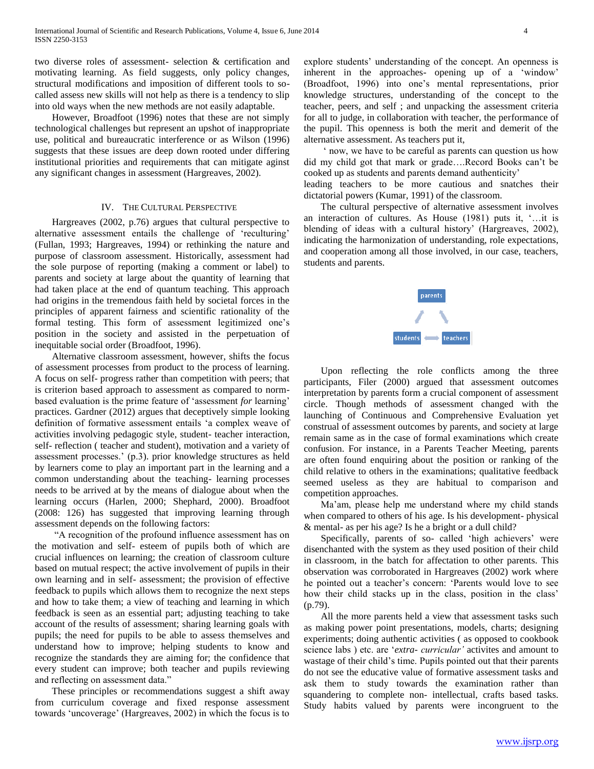two diverse roles of assessment- selection & certification and motivating learning. As field suggests, only policy changes, structural modifications and imposition of different tools to so-called assess new skills will not help as there is a tendency to slip into old ways when the new methods are not easily adaptable.

However, Broadfoot (1996) notes that these are not simply technological challenges but represent an upshot of inappropriate use, political and bureaucratic interference or as Wilson (1996) suggests that these issues are deep down rooted under differing institutional priorities and requirements that can mitigate aginst any significant changes in assessment (Hargreaves, 2002).

## IV. The Cultural Perspective

Hargreaves (2002, p.76) argues that cultural perspective to alternative assessment entails the challenge of 'reculturing' (Fullan, 1993; Hargreaves, 1994) or rethinking the nature and purpose of classroom assessment. Historically, assessment had the sole purpose of reporting (making a comment or label) to parents and society at large about the quantity of learning that had taken place at the end of quantum teaching. This approach had origins in the tremendous faith held by societal forces in the principles of apparent fairness and scientific rationality of the formal testing. This form of assessment legitimized one's position in the society and assisted in the perpetuation of inequitable social order (Broadfoot, 1996).

Alternative classroom assessment, however, shifts the focus of assessment processes from product to the process of learning. A focus on self- progress rather than competition with peers; that is criterion based approach to assessment as compared to norm-based evaluation is the prime feature of 'assessment *for* learning' practices. Gardner (2012) argues that deceptively simple looking definition of formative assessment entails 'a complex weave of activities involving pedagogic style, student- teacher interaction, self- reflection ( teacher and student), motivation and a variety of assessment processes.' (p.3). prior knowledge structures as held by learners come to play an important part in the learning and a common understanding about the teaching- learning processes needs to be arrived at by the means of dialogue about when the learning occurs (Harlen, 2000; Shephard, 2000). Broadfoot (2008: 126) has suggested that improving learning through assessment depends on the following factors:

"A recognition of the profound influence assessment has on the motivation and self- esteem of pupils both of which are crucial influences on learning; the creation of classroom culture based on mutual respect; the active involvement of pupils in their own learning and in self- assessment; the provision of effective feedback to pupils which allows them to recognize the next steps and how to take them; a view of teaching and learning in which feedback is seen as an essential part; adjusting teaching to take account of the results of assessment; sharing learning goals with pupils; the need for pupils to be able to assess themselves and understand how to improve; helping students to know and recognize the standards they are aiming for; the confidence that every student can improve; both teacher and pupils reviewing and reflecting on assessment data."

These principles or recommendations suggest a shift away from curriculum coverage and fixed response assessment towards 'uncoverage' (Hargreaves, 2002) in which the focus is to explore students' understanding of the concept. An openness is inherent in the approaches- opening up of a 'window' (Broadfoot, 1996) into one's mental representations, prior knowledge structures, understanding of the concept to the teacher, peers, and self ; and unpacking the assessment criteria for all to judge, in collaboration with teacher, the performance of the pupil. This openness is both the merit and demerit of the alternative assessment. As teachers put it,

' now, we have to be careful as parents can question us how did my child got that mark or grade….Record Books can't be cooked up as students and parents demand authenticity'

leading teachers to be more cautious and snatches their dictatorial powers (Kumar, 1991) of the classroom.

The cultural perspective of alternative assessment involves an interaction of cultures. As House (1981) puts it, '…it is blending of ideas with a cultural history' (Hargreaves, 2002), indicating the harmonization of understanding, role expectations, and cooperation among all those involved, in our case, teachers, students and parents.

parents

students ⟷ teachers

Upon reflecting the role conflicts among the three participants, Filer (2000) argued that assessment outcomes interpretation by parents form a crucial component of assessment circle. Though methods of assessment changed with the launching of Continuous and Comprehensive Evaluation yet construal of assessment outcomes by parents, and society at large remain same as in the case of formal examinations which create confusion. For instance, in a Parents Teacher Meeting, parents are often found enquiring about the position or ranking of the child relative to others in the examinations; qualitative feedback seemed useless as they are habitual to comparison and competition approaches.

Ma'am, please help me understand where my child stands when compared to others of his age. Is his development- physical & mental- as per his age? Is he a bright or a dull child?

Specifically, parents of so- called 'high achievers' were disenchanted with the system as they used position of their child in classroom, in the batch for affectation to other parents. This observation was corroborated in Hargreaves (2002) work where he pointed out a teacher's concern: 'Parents would love to see how their child stacks up in the class, position in the class' (p.79).

All the more parents held a view that assessment tasks such as making power point presentations, models, charts; designing experiments; doing authentic activities ( as opposed to cookbook science labs ) etc. are '*extra- curricular'* activites and amount to wastage of their child's time. Pupils pointed out that their parents do not see the educative value of formative assessment tasks and ask them to study towards the examination rather than squandering to complete non- intellectual, crafts based tasks. Study habits valued by parents were incongruent to the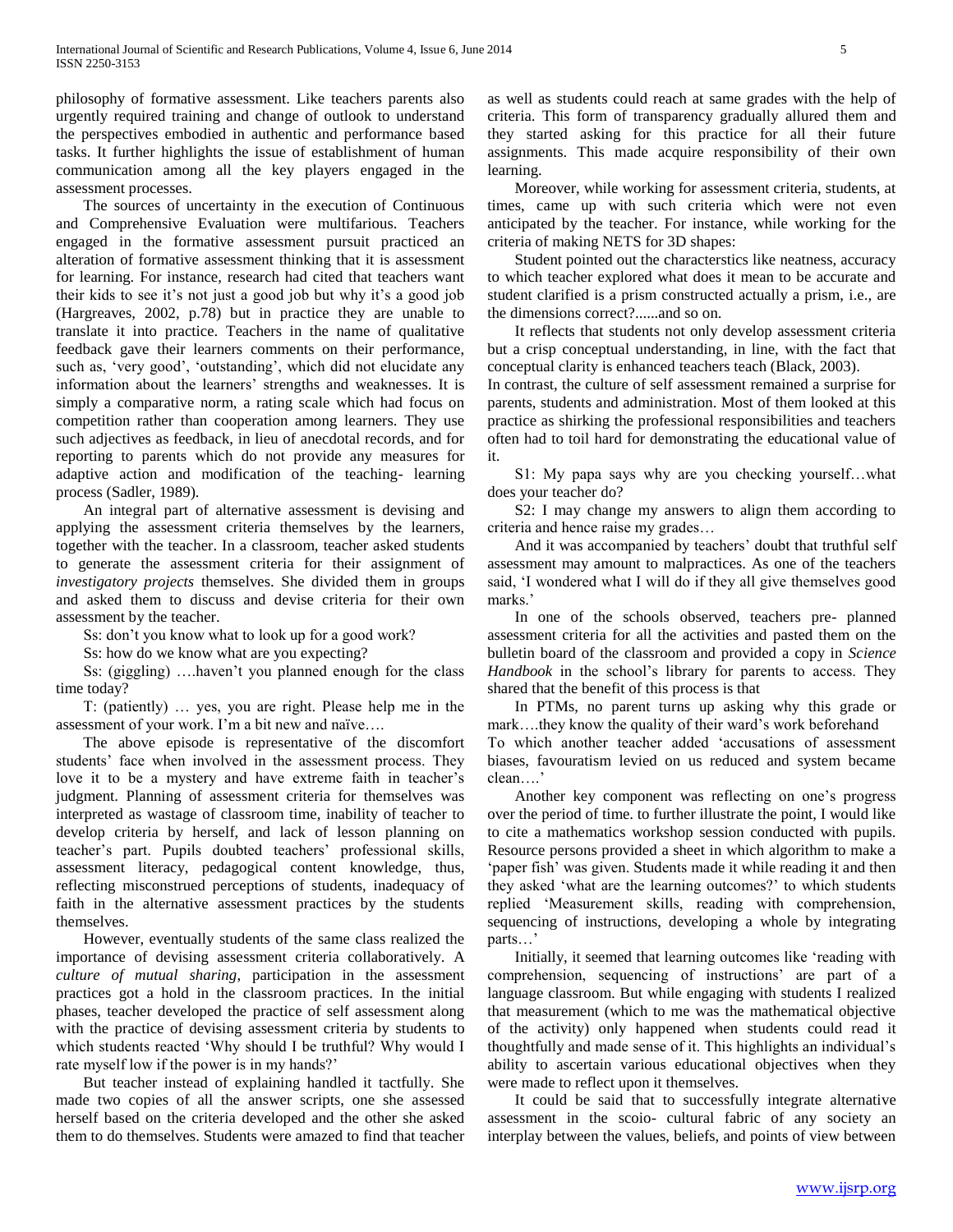philosophy of formative assessment. Like teachers parents also urgently required training and change of outlook to understand the perspectives embodied in authentic and performance based tasks. It further highlights the issue of establishment of human communication among all the key players engaged in the assessment processes.

The sources of uncertainty in the execution of Continuous and Comprehensive Evaluation were multifarious. Teachers engaged in the formative assessment pursuit practiced an alteration of formative assessment thinking that it is assessment for learning. For instance, research had cited that teachers want their kids to see it's not just a good job but why it's a good job (Hargreaves, 2002, p.78) but in practice they are unable to translate it into practice. Teachers in the name of qualitative feedback gave their learners comments on their performance, such as, 'very good', 'outstanding', which did not elucidate any information about the learners' strengths and weaknesses. It is simply a comparative norm, a rating scale which had focus on competition rather than cooperation among learners. They use such adjectives as feedback, in lieu of anecdotal records, and for reporting to parents which do not provide any measures for adaptive action and modification of the teaching- learning process (Sadler, 1989).

An integral part of alternative assessment is devising and applying the assessment criteria themselves by the learners, together with the teacher. In a classroom, teacher asked students to generate the assessment criteria for their assignment of *investigatory projects* themselves. She divided them in groups and asked them to discuss and devise criteria for their own assessment by the teacher.

Ss: don't you know what to look up for a good work?

Ss: how do we know what are you expecting?

Ss: (giggling) ….haven't you planned enough for the class time today?

T: (patiently) … yes, you are right. Please help me in the assessment of your work. I'm a bit new and naïve….

The above episode is representative of the discomfort students' face when involved in the assessment process. They love it to be a mystery and have extreme faith in teacher's judgment. Planning of assessment criteria for themselves was interpreted as wastage of classroom time, inability of teacher to develop criteria by herself, and lack of lesson planning on teacher's part. Pupils doubted teachers' professional skills, assessment literacy, pedagogical content knowledge, thus, reflecting misconstrued perceptions of students, inadequacy of faith in the alternative assessment practices by the students themselves.

However, eventually students of the same class realized the importance of devising assessment criteria collaboratively. A *culture of mutual sharing*, participation in the assessment practices got a hold in the classroom practices. In the initial phases, teacher developed the practice of self assessment along with the practice of devising assessment criteria by students to which students reacted 'Why should I be truthful? Why would I rate myself low if the power is in my hands?'

But teacher instead of explaining handled it tactfully. She made two copies of all the answer scripts, one she assessed herself based on the criteria developed and the other she asked them to do themselves. Students were amazed to find that teacher as well as students could reach at same grades with the help of criteria. This form of transparency gradually allured them and they started asking for this practice for all their future assignments. This made acquire responsibility of their own learning.

Moreover, while working for assessment criteria, students, at times, came up with such criteria which were not even anticipated by the teacher. For instance, while working for the criteria of making NETS for 3D shapes:

Student pointed out the characterstics like neatness, accuracy to which teacher explored what does it mean to be accurate and student clarified is a prism constructed actually a prism, i.e., are the dimensions correct?......and so on.

It reflects that students not only develop assessment criteria but a crisp conceptual understanding, in line, with the fact that conceptual clarity is enhanced teachers teach (Black, 2003).

In contrast, the culture of self assessment remained a surprise for parents, students and administration. Most of them looked at this practice as shirking the professional responsibilities and teachers often had to toil hard for demonstrating the educational value of it.

S1: My papa says why are you checking yourself…what does your teacher do?

S2: I may change my answers to align them according to criteria and hence raise my grades…

And it was accompanied by teachers' doubt that truthful self assessment may amount to malpractices. As one of the teachers said, 'I wondered what I will do if they all give themselves good marks.'

In one of the schools observed, teachers pre- planned assessment criteria for all the activities and pasted them on the bulletin board of the classroom and provided a copy in *Science Handbook* in the school's library for parents to access. They shared that the benefit of this process is that

In PTMs, no parent turns up asking why this grade or mark….they know the quality of their ward's work beforehand

To which another teacher added 'accusations of assessment biases, favouratism levied on us reduced and system became clean….'

Another key component was reflecting on one's progress over the period of time. to further illustrate the point, I would like to cite a mathematics workshop session conducted with pupils. Resource persons provided a sheet in which algorithm to make a 'paper fish' was given. Students made it while reading it and then they asked 'what are the learning outcomes?' to which students replied 'Measurement skills, reading with comprehension, sequencing of instructions, developing a whole by integrating parts…'

Initially, it seemed that learning outcomes like 'reading with comprehension, sequencing of instructions' are part of a language classroom. But while engaging with students I realized that measurement (which to me was the mathematical objective of the activity) only happened when students could read it thoughtfully and made sense of it. This highlights an individual's ability to ascertain various educational objectives when they were made to reflect upon it themselves.

It could be said that to successfully integrate alternative assessment in the scoio- cultural fabric of any society an interplay between the values, beliefs, and points of view between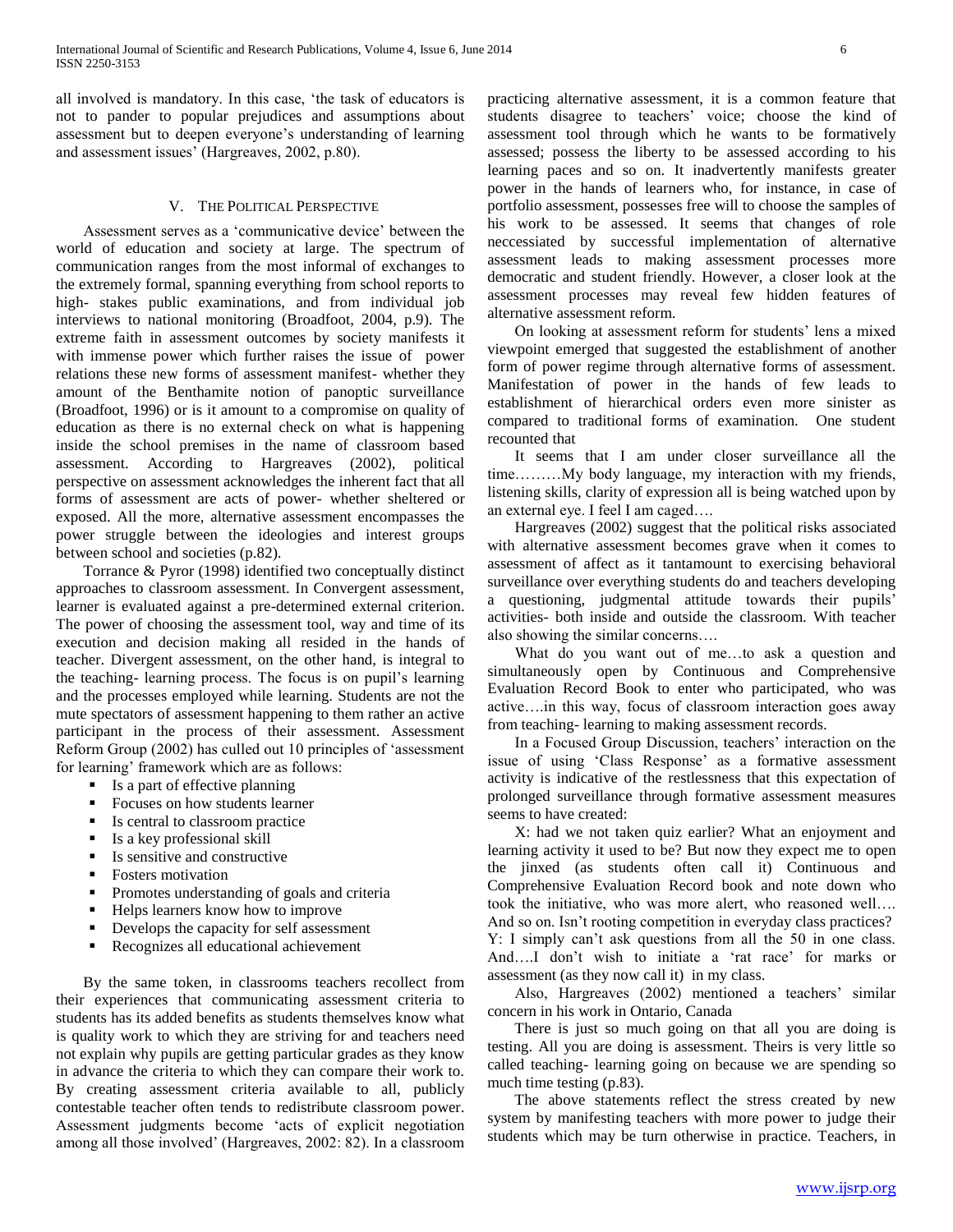all involved is mandatory. In this case, 'the task of educators is not to pander to popular prejudices and assumptions about assessment but to deepen everyone's understanding of learning and assessment issues' (Hargreaves, 2002, p.80).

## V. The Political Perspective

Assessment serves as a 'communicative device' between the world of education and society at large. The spectrum of communication ranges from the most informal of exchanges to the extremely formal, spanning everything from school reports to high- stakes public examinations, and from individual job interviews to national monitoring (Broadfoot, 2004, p.9). The extreme faith in assessment outcomes by society manifests it with immense power which further raises the issue of power relations these new forms of assessment manifest- whether they amount of the Benthamite notion of panoptic surveillance (Broadfoot, 1996) or is it amount to a compromise on quality of education as there is no external check on what is happening inside the school premises in the name of classroom based assessment. According to Hargreaves (2002), political perspective on assessment acknowledges the inherent fact that all forms of assessment are acts of power- whether sheltered or exposed. All the more, alternative assessment encompasses the power struggle between the ideologies and interest groups between school and societies (p.82).

Torrance & Pyror (1998) identified two conceptually distinct approaches to classroom assessment. In Convergent assessment, learner is evaluated against a pre-determined external criterion. The power of choosing the assessment tool, way and time of its execution and decision making all resided in the hands of teacher. Divergent assessment, on the other hand, is integral to the teaching- learning process. The focus is on pupil's learning and the processes employed while learning. Students are not the mute spectators of assessment happening to them rather an active participant in the process of their assessment. Assessment Reform Group (2002) has culled out 10 principles of 'assessment for learning' framework which are as follows:

- Is a part of effective planning
- Focuses on how students learner
- Is central to classroom practice
- Is a key professional skill
- Is sensitive and constructive
- Fosters motivation
- Promotes understanding of goals and criteria
- Helps learners know how to improve
- Develops the capacity for self assessment
- Recognizes all educational achievement

By the same token, in classrooms teachers recollect from their experiences that communicating assessment criteria to students has its added benefits as students themselves know what is quality work to which they are striving for and teachers need not explain why pupils are getting particular grades as they know in advance the criteria to which they can compare their work to. By creating assessment criteria available to all, publicly contestable teacher often tends to redistribute classroom power. Assessment judgments become 'acts of explicit negotiation among all those involved' (Hargreaves, 2002: 82). In a classroom practicing alternative assessment, it is a common feature that students disagree to teachers' voice; choose the kind of assessment tool through which he wants to be formatively assessed; possess the liberty to be assessed according to his learning paces and so on. It inadvertently manifests greater power in the hands of learners who, for instance, in case of portfolio assessment, possesses free will to choose the samples of his work to be assessed. It seems that changes of role neccessiated by successful implementation of alternative assessment leads to making assessment processes more democratic and student friendly. However, a closer look at the assessment processes may reveal few hidden features of alternative assessment reform.

On looking at assessment reform for students' lens a mixed viewpoint emerged that suggested the establishment of another form of power regime through alternative forms of assessment. Manifestation of power in the hands of few leads to establishment of hierarchical orders even more sinister as compared to traditional forms of examination. One student recounted that

It seems that I am under closer surveillance all the time………My body language, my interaction with my friends, listening skills, clarity of expression all is being watched upon by an external eye. I feel I am caged….

Hargreaves (2002) suggest that the political risks associated with alternative assessment becomes grave when it comes to assessment of affect as it tantamount to exercising behavioral surveillance over everything students do and teachers developing a questioning, judgmental attitude towards their pupils' activities- both inside and outside the classroom. With teacher also showing the similar concerns….

What do you want out of me…to ask a question and simultaneously open by Continuous and Comprehensive Evaluation Record Book to enter who participated, who was active….in this way, focus of classroom interaction goes away from teaching- learning to making assessment records.

In a Focused Group Discussion, teachers' interaction on the issue of using 'Class Response' as a formative assessment activity is indicative of the restlessness that this expectation of prolonged surveillance through formative assessment measures seems to have created:

X: had we not taken quiz earlier? What an enjoyment and learning activity it used to be? But now they expect me to open the jinxed (as students often call it) Continuous and Comprehensive Evaluation Record book and note down who took the initiative, who was more alert, who reasoned well…. And so on. Isn't rooting competition in everyday class practices?
Y: I simply can't ask questions from all the 50 in one class. And….I don't wish to initiate a 'rat race' for marks or assessment (as they now call it) in my class.

Also, Hargreaves (2002) mentioned a teachers' similar concern in his work in Ontario, Canada

There is just so much going on that all you are doing is testing. All you are doing is assessment. Theirs is very little so called teaching- learning going on because we are spending so much time testing (p.83).

The above statements reflect the stress created by new system by manifesting teachers with more power to judge their students which may be turn otherwise in practice. Teachers, in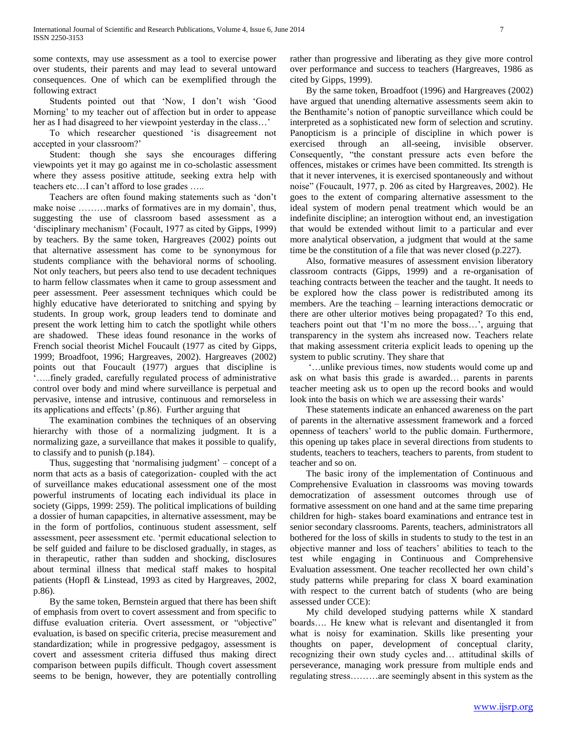some contexts, may use assessment as a tool to exercise power over students, their parents and may lead to several untoward consequences. One of which can be exemplified through the following extract

Students pointed out that 'Now, I don't wish 'Good Morning' to my teacher out of affection but in order to appease her as I had disagreed to her viewpoint yesterday in the class…'

To which researcher questioned 'is disagreement not accepted in your classroom?'

Student: though she says she encourages differing viewpoints yet it may go against me in co-scholastic assessment where they assess positive attitude, seeking extra help with teachers etc…I can't afford to lose grades …..

Teachers are often found making statements such as 'don't make noise ………marks of formatives are in my domain', thus, suggesting the use of classroom based assessment as a 'disciplinary mechanism' (Focault, 1977 as cited by Gipps, 1999) by teachers. By the same token, Hargreaves (2002) points out that alternative assessment has come to be synonymous for students compliance with the behavioral norms of schooling. Not only teachers, but peers also tend to use decadent techniques to harm fellow classmates when it came to group assessment and peer assessment. Peer assessment techniques which could be highly educative have deteriorated to snitching and spying by students. In group work, group leaders tend to dominate and present the work letting him to catch the spotlight while others are shadowed. These ideas found resonance in the works of French social theorist Michel Foucault (1977 as cited by Gipps, 1999; Broadfoot, 1996; Hargreaves, 2002). Hargreaves (2002) points out that Foucault (1977) argues that discipline is '…..finely graded, carefully regulated process of administrative control over body and mind where surveillance is perpetual and pervasive, intense and intrusive, continuous and remorseless in its applications and effects' (p.86). Further arguing that

The examination combines the techniques of an observing hierarchy with those of a normalizing judgment. It is a normalizing gaze, a surveillance that makes it possible to qualify, to classify and to punish (p.184).

Thus, suggesting that 'normalising judgment' – concept of a norm that acts as a basis of categorization- coupled with the act of surveillance makes educational assessment one of the most powerful instruments of locating each individual its place in society (Gipps, 1999: 259). The political implications of building a dossier of human capapcities, in alternative assessment, may be in the form of portfolios, continuous student assessment, self assessment, peer assessment etc. 'permit educational selection to be self guided and failure to be disclosed gradually, in stages, as in therapeutic, rather than sudden and shocking, disclosures about terminal illness that medical staff makes to hospital patients (Hopfl & Linstead, 1993 as cited by Hargreaves, 2002, p.86).

By the same token, Bernstein argued that there has been shift of emphasis from overt to covert assessment and from specific to diffuse evaluation criteria. Overt assessment, or "objective" evaluation, is based on specific criteria, precise measurement and standardization; while in progressive pedgagoy, assessment is covert and assessment criteria diffused thus making direct comparison between pupils difficult. Though covert assessment seems to be benign, however, they are potentially controlling rather than progressive and liberating as they give more control over performance and success to teachers (Hargreaves, 1986 as cited by Gipps, 1999).

By the same token, Broadfoot (1996) and Hargreaves (2002) have argued that unending alternative assessments seem akin to the Benthamite's notion of panoptic surveillance which could be interpreted as a sophisticated new form of selection and scrutiny. Panopticism is a principle of discipline in which power is exercised through an all-seeing, invisible observer. Consequently, "the constant pressure acts even before the offences, mistakes or crimes have been committed. Its strength is that it never intervenes, it is exercised spontaneously and without noise" (Foucault, 1977, p. 206 as cited by Hargreaves, 2002). He goes to the extent of comparing alternative assessment to the ideal system of modern penal treatment which would be an indefinite discipline; an interogtion without end, an investigation that would be extended without limit to a particular and ever more analytical observation, a judgment that would at the same time be the constitution of a file that was never closed (p.227).

Also, formative measures of assessment envision liberatory classroom contracts (Gipps, 1999) and a re-organisation of teaching contracts between the teacher and the taught. It needs to be explored how the class power is redistributed among its members. Are the teaching – learning interactions democratic or there are other ulterior motives being propagated? To this end, teachers point out that 'I'm no more the boss…', arguing that transparency in the system ahs increased now. Teachers relate that making assessment criteria explicit leads to opening up the system to public scrutiny. They share that

'…unlike previous times, now students would come up and ask on what basis this grade is awarded… parents in parents teacher meeting ask us to open up the record books and would look into the basis on which we are assessing their wards'

These statements indicate an enhanced awareness on the part of parents in the alternative assessment framework and a forced openness of teachers' world to the public domain. Furthermore, this opening up takes place in several directions from students to students, teachers to teachers, teachers to parents, from student to teacher and so on.

The basic irony of the implementation of Continuous and Comprehensive Evaluation in classrooms was moving towards democratization of assessment outcomes through use of formative assessment on one hand and at the same time preparing children for high- stakes board examinations and entrance test in senior secondary classrooms. Parents, teachers, administrators all bothered for the loss of skills in students to study to the test in an objective manner and loss of teachers' abilities to teach to the test while engaging in Continuous and Comprehensive Evaluation assessment. One teacher recollected her own child's study patterns while preparing for class X board examination with respect to the current batch of students (who are being assessed under CCE):

My child developed studying patterns while X standard boards…. He knew what is relevant and disentangled it from what is noisy for examination. Skills like presenting your thoughts on paper, development of conceptual clarity, recognizing their own study cycles and… attitudinal skills of perseverance, managing work pressure from multiple ends and regulating stress………are seemingly absent in this system as the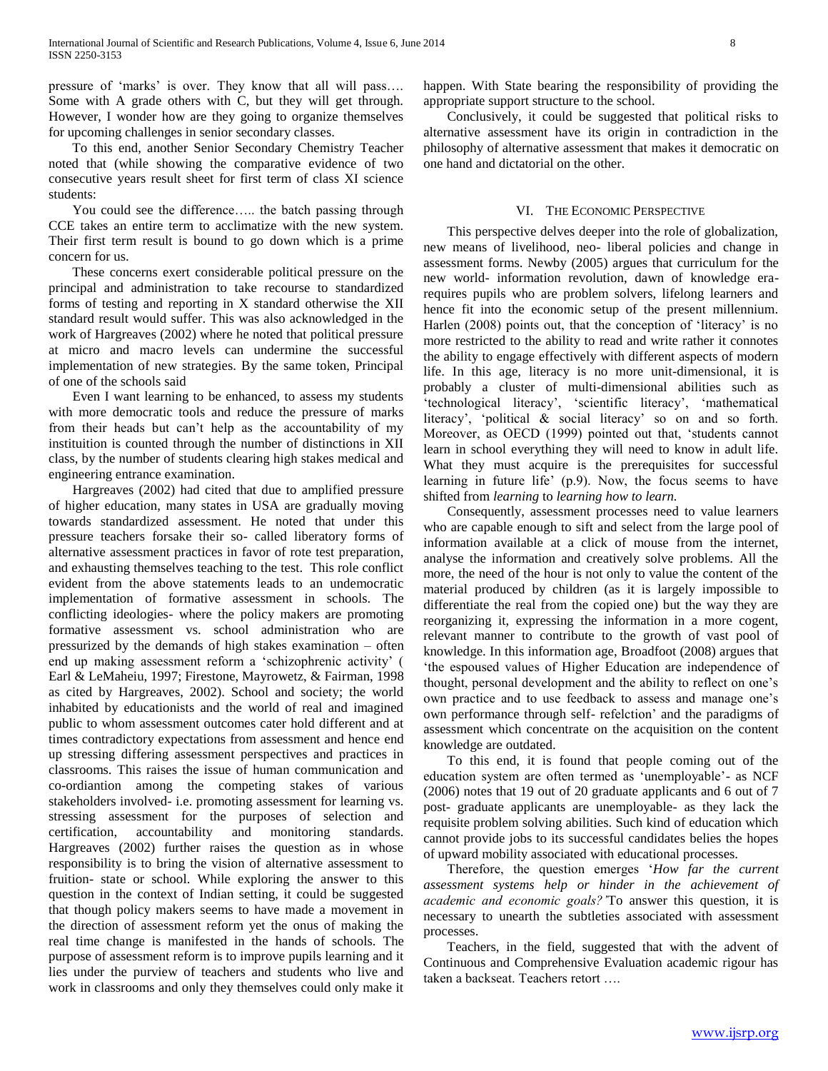pressure of 'marks' is over. They know that all will pass…. Some with A grade others with C, but they will get through. However, I wonder how are they going to organize themselves for upcoming challenges in senior secondary classes.

To this end, another Senior Secondary Chemistry Teacher noted that (while showing the comparative evidence of two consecutive years result sheet for first term of class XI science students:

You could see the difference….. the batch passing through CCE takes an entire term to acclimatize with the new system. Their first term result is bound to go down which is a prime concern for us.

These concerns exert considerable political pressure on the principal and administration to take recourse to standardized forms of testing and reporting in X standard otherwise the XII standard result would suffer. This was also acknowledged in the work of Hargreaves (2002) where he noted that political pressure at micro and macro levels can undermine the successful implementation of new strategies. By the same token, Principal of one of the schools said

Even I want learning to be enhanced, to assess my students with more democratic tools and reduce the pressure of marks from their heads but can't help as the accountability of my instituition is counted through the number of distinctions in XII class, by the number of students clearing high stakes medical and engineering entrance examination.

Hargreaves (2002) had cited that due to amplified pressure of higher education, many states in USA are gradually moving towards standardized assessment. He noted that under this pressure teachers forsake their so- called liberatory forms of alternative assessment practices in favor of rote test preparation, and exhausting themselves teaching to the test. This role conflict evident from the above statements leads to an undemocratic implementation of formative assessment in schools. The conflicting ideologies- where the policy makers are promoting formative assessment vs. school administration who are pressurized by the demands of high stakes examination – often end up making assessment reform a 'schizophrenic activity' ( Earl & LeMaheiu, 1997; Firestone, Mayrowetz, & Fairman, 1998 as cited by Hargreaves, 2002). School and society; the world inhabited by educationists and the world of real and imagined public to whom assessment outcomes cater hold different and at times contradictory expectations from assessment and hence end up stressing differing assessment perspectives and practices in classrooms. This raises the issue of human communication and co-ordiantion among the competing stakes of various stakeholders involved- i.e. promoting assessment for learning vs. stressing assessment for the purposes of selection and certification, accountability and monitoring standards. Hargreaves (2002) further raises the question as in whose responsibility is to bring the vision of alternative assessment to fruition- state or school. While exploring the answer to this question in the context of Indian setting, it could be suggested that though policy makers seems to have made a movement in the direction of assessment reform yet the onus of making the real time change is manifested in the hands of schools. The purpose of assessment reform is to improve pupils learning and it lies under the purview of teachers and students who live and work in classrooms and only they themselves could only make it happen. With State bearing the responsibility of providing the appropriate support structure to the school.

Conclusively, it could be suggested that political risks to alternative assessment have its origin in contradiction in the philosophy of alternative assessment that makes it democratic on one hand and dictatorial on the other.

## VI. The Economic Perspective

This perspective delves deeper into the role of globalization, new means of livelihood, neo- liberal policies and change in assessment forms. Newby (2005) argues that curriculum for the new world- information revolution, dawn of knowledge era- requires pupils who are problem solvers, lifelong learners and hence fit into the economic setup of the present millennium. Harlen (2008) points out, that the conception of 'literacy' is no more restricted to the ability to read and write rather it connotes the ability to engage effectively with different aspects of modern life. In this age, literacy is no more unit-dimensional, it is probably a cluster of multi-dimensional abilities such as 'technological literacy', 'scientific literacy', 'mathematical literacy', 'political & social literacy' so on and so forth. Moreover, as OECD (1999) pointed out that, 'students cannot learn in school everything they will need to know in adult life. What they must acquire is the prerequisites for successful learning in future life' (p.9). Now, the focus seems to have shifted from *learning* to *learning how to learn.*

Consequently, assessment processes need to value learners who are capable enough to sift and select from the large pool of information available at a click of mouse from the internet, analyse the information and creatively solve problems. All the more, the need of the hour is not only to value the content of the material produced by children (as it is largely impossible to differentiate the real from the copied one) but the way they are reorganizing it, expressing the information in a more cogent, relevant manner to contribute to the growth of vast pool of knowledge. In this information age, Broadfoot (2008) argues that 'the espoused values of Higher Education are independence of thought, personal development and the ability to reflect on one's own practice and to use feedback to assess and manage one's own performance through self- refelction' and the paradigms of assessment which concentrate on the acquisition on the content knowledge are outdated.

To this end, it is found that people coming out of the education system are often termed as 'unemployable'- as NCF (2006) notes that 19 out of 20 graduate applicants and 6 out of 7 post- graduate applicants are unemployable- as they lack the requisite problem solving abilities. Such kind of education which cannot provide jobs to its successful candidates belies the hopes of upward mobility associated with educational processes.

Therefore, the question emerges '*How far the current assessment systems help or hinder in the achievement of academic and economic goals?*'To answer this question, it is necessary to unearth the subtleties associated with assessment processes.

Teachers, in the field, suggested that with the advent of Continuous and Comprehensive Evaluation academic rigour has taken a backseat. Teachers retort ….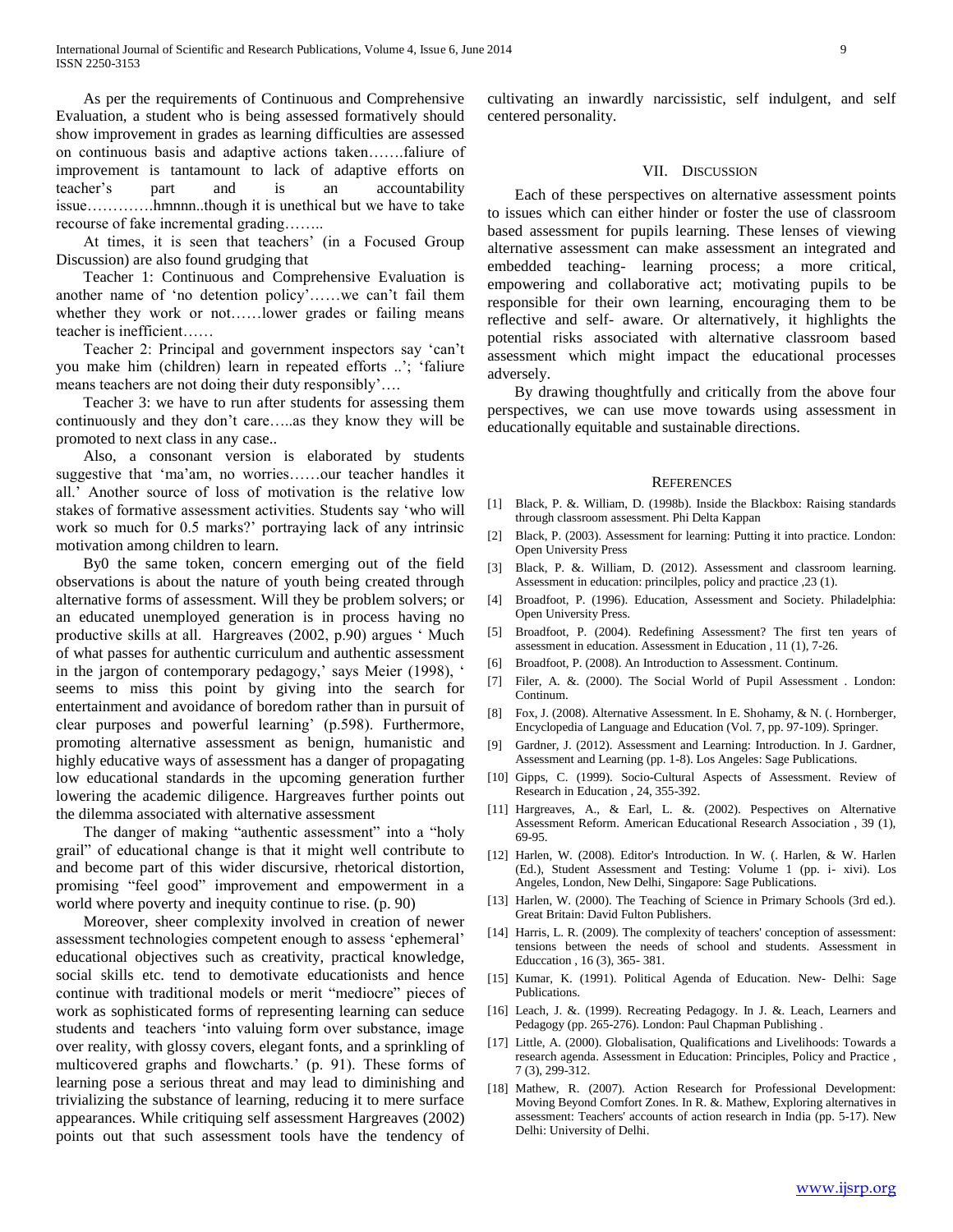As per the requirements of Continuous and Comprehensive Evaluation, a student who is being assessed formatively should show improvement in grades as learning difficulties are assessed on continuous basis and adaptive actions taken…….faliure of improvement is tantamount to lack of adaptive efforts on teacher's part and is an accountability issue………….hmnnn..though it is unethical but we have to take recourse of fake incremental grading……..

At times, it is seen that teachers' (in a Focused Group Discussion) are also found grudging that

Teacher 1: Continuous and Comprehensive Evaluation is another name of 'no detention policy'……we can't fail them whether they work or not……lower grades or failing means teacher is inefficient……

Teacher 2: Principal and government inspectors say 'can't you make him (children) learn in repeated efforts ..'; 'faliure means teachers are not doing their duty responsibly'….

Teacher 3: we have to run after students for assessing them continuously and they don't care…..as they know they will be promoted to next class in any case..

Also, a consonant version is elaborated by students suggestive that 'ma'am, no worries……our teacher handles it all.' Another source of loss of motivation is the relative low stakes of formative assessment activities. Students say 'who will work so much for 0.5 marks?' portraying lack of any intrinsic motivation among children to learn.

By0 the same token, concern emerging out of the field observations is about the nature of youth being created through alternative forms of assessment. Will they be problem solvers; or an educated unemployed generation is in process having no productive skills at all. Hargreaves (2002, p.90) argues ' Much of what passes for authentic curriculum and authentic assessment in the jargon of contemporary pedagogy,' says Meier (1998), ' seems to miss this point by giving into the search for entertainment and avoidance of boredom rather than in pursuit of clear purposes and powerful learning' (p.598). Furthermore, promoting alternative assessment as benign, humanistic and highly educative ways of assessment has a danger of propagating low educational standards in the upcoming generation further lowering the academic diligence. Hargreaves further points out the dilemma associated with alternative assessment

The danger of making "authentic assessment" into a "holy grail" of educational change is that it might well contribute to and become part of this wider discursive, rhetorical distortion, promising "feel good" improvement and empowerment in a world where poverty and inequity continue to rise. (p. 90)

Moreover, sheer complexity involved in creation of newer assessment technologies competent enough to assess 'ephemeral' educational objectives such as creativity, practical knowledge, social skills etc. tend to demotivate educationists and hence continue with traditional models or merit "mediocre" pieces of work as sophisticated forms of representing learning can seduce students and teachers 'into valuing form over substance, image over reality, with glossy covers, elegant fonts, and a sprinkling of multicovered graphs and flowcharts.' (p. 91). These forms of learning pose a serious threat and may lead to diminishing and trivializing the substance of learning, reducing it to mere surface appearances. While critiquing self assessment Hargreaves (2002) points out that such assessment tools have the tendency of cultivating an inwardly narcissistic, self indulgent, and self centered personality.

## VII. Discussion

Each of these perspectives on alternative assessment points to issues which can either hinder or foster the use of classroom based assessment for pupils learning. These lenses of viewing alternative assessment can make assessment an integrated and embedded teaching- learning process; a more critical, empowering and collaborative act; motivating pupils to be responsible for their own learning, encouraging them to be reflective and self- aware. Or alternatively, it highlights the potential risks associated with alternative classroom based assessment which might impact the educational processes adversely.

By drawing thoughtfully and critically from the above four perspectives, we can use move towards using assessment in educationally equitable and sustainable directions.

## References

[1] Black, P. &. William, D. (1998b). Inside the Blackbox: Raising standards through classroom assessment. Phi Delta Kappan

[2] Black, P. (2003). Assessment for learning: Putting it into practice. London: Open University Press

[3] Black, P. &. William, D. (2012). Assessment and classroom learning. Assessment in education: princilples, policy and practice ,23 (1).

[4] Broadfoot, P. (1996). Education, Assessment and Society. Philadelphia: Open University Press.

[5] Broadfoot, P. (2004). Redefining Assessment? The first ten years of assessment in education. Assessment in Education , 11 (1), 7-26.

[6] Broadfoot, P. (2008). An Introduction to Assessment. Continum.

[7] Filer, A. &. (2000). The Social World of Pupil Assessment . London: Continum.

[8] Fox, J. (2008). Alternative Assessment. In E. Shohamy, & N. (. Hornberger, Encyclopedia of Language and Education (Vol. 7, pp. 97-109). Springer.

[9] Gardner, J. (2012). Assessment and Learning: Introduction. In J. Gardner, Assessment and Learning (pp. 1-8). Los Angeles: Sage Publications.

[10] Gipps, C. (1999). Socio-Cultural Aspects of Assessment. Review of Research in Education , 24, 355-392.

[11] Hargreaves, A., & Earl, L. &. (2002). Pespectives on Alternative Assessment Reform. American Educational Research Association , 39 (1), 69-95.

[12] Harlen, W. (2008). Editor's Introduction. In W. (. Harlen, & W. Harlen (Ed.), Student Assessment and Testing: Volume 1 (pp. i- xivi). Los Angeles, London, New Delhi, Singapore: Sage Publications.

[13] Harlen, W. (2000). The Teaching of Science in Primary Schools (3rd ed.). Great Britain: David Fulton Publishers.

[14] Harris, L. R. (2009). The complexity of teachers' conception of assessment: tensions between the needs of school and students. Assessment in Educcation , 16 (3), 365- 381.

[15] Kumar, K. (1991). Political Agenda of Education. New- Delhi: Sage Publications.

[16] Leach, J. &. (1999). Recreating Pedagogy. In J. &. Leach, Learners and Pedagogy (pp. 265-276). London: Paul Chapman Publishing .

[17] Little, A. (2000). Globalisation, Qualifications and Livelihoods: Towards a research agenda. Assessment in Education: Principles, Policy and Practice , 7 (3), 299-312.

[18] Mathew, R. (2007). Action Research for Professional Development: Moving Beyond Comfort Zones. In R. &. Mathew, Exploring alternatives in assessment: Teachers' accounts of action research in India (pp. 5-17). New Delhi: University of Delhi.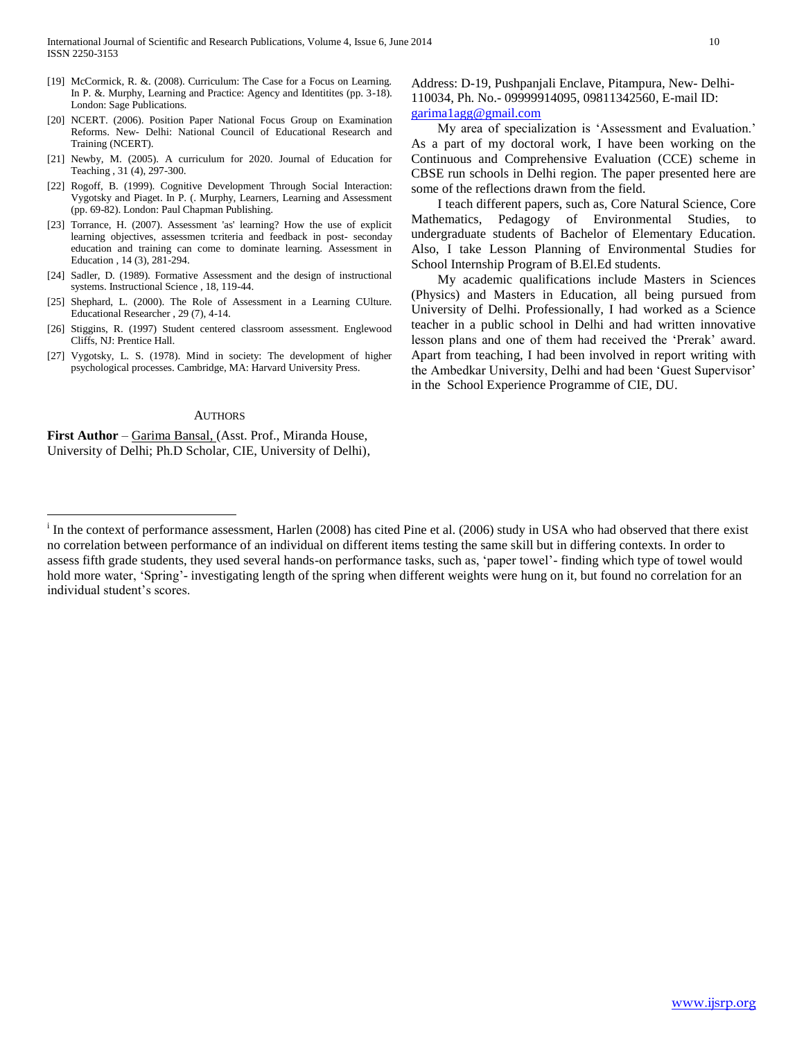[19] McCormick, R. &. (2008). Curriculum: The Case for a Focus on Learning. In P. &. Murphy, Learning and Practice: Agency and Identitites (pp. 3-18). London: Sage Publications.

[20] NCERT. (2006). Position Paper National Focus Group on Examination Reforms. New- Delhi: National Council of Educational Research and Training (NCERT).

[21] Newby, M. (2005). A curriculum for 2020. Journal of Education for Teaching , 31 (4), 297-300.

[22] Rogoff, B. (1999). Cognitive Development Through Social Interaction: Vygotsky and Piaget. In P. (. Murphy, Learners, Learning and Assessment (pp. 69-82). London: Paul Chapman Publishing.

[23] Torrance, H. (2007). Assessment 'as' learning? How the use of explicit learning objectives, assessmen tcriteria and feedback in post- seconday education and training can come to dominate learning. Assessment in Education , 14 (3), 281-294.

[24] Sadler, D. (1989). Formative Assessment and the design of instructional systems. Instructional Science , 18, 119-44.

[25] Shephard, L. (2000). The Role of Assessment in a Learning CUlture. Educational Researcher , 29 (7), 4-14.

[26] Stiggins, R. (1997) Student centered classroom assessment. Englewood Cliffs, NJ: Prentice Hall.

[27] Vygotsky, L. S. (1978). Mind in society: The development of higher psychological processes. Cambridge, MA: Harvard University Press.

## AUTHORS

**First Author** – Garima Bansal, (Asst. Prof., Miranda House, University of Delhi; Ph.D Scholar, CIE, University of Delhi), Address: D-19, Pushpanjali Enclave, Pitampura, New- Delhi-110034, Ph. No.- 09999914095, 09811342560, E-mail ID: garima1agg@gmail.com

My area of specialization is 'Assessment and Evaluation.' As a part of my doctoral work, I have been working on the Continuous and Comprehensive Evaluation (CCE) scheme in CBSE run schools in Delhi region. The paper presented here are some of the reflections drawn from the field.

I teach different papers, such as, Core Natural Science, Core Mathematics, Pedagogy of Environmental Studies, to undergraduate students of Bachelor of Elementary Education. Also, I take Lesson Planning of Environmental Studies for School Internship Program of B.El.Ed students.

My academic qualifications include Masters in Sciences (Physics) and Masters in Education, all being pursued from University of Delhi. Professionally, I had worked as a Science teacher in a public school in Delhi and had written innovative lesson plans and one of them had received the 'Prerak' award. Apart from teaching, I had been involved in report writing with the Ambedkar University, Delhi and had been 'Guest Supervisor' in the School Experience Programme of CIE, DU.

---

[i] In the context of performance assessment, Harlen (2008) has cited Pine et al. (2006) study in USA who had observed that there exist no correlation between performance of an individual on different items testing the same skill but in differing contexts. In order to assess fifth grade students, they used several hands-on performance tasks, such as, 'paper towel'- finding which type of towel would hold more water, 'Spring'- investigating length of the spring when different weights were hung on it, but found no correlation for an individual student's scores.